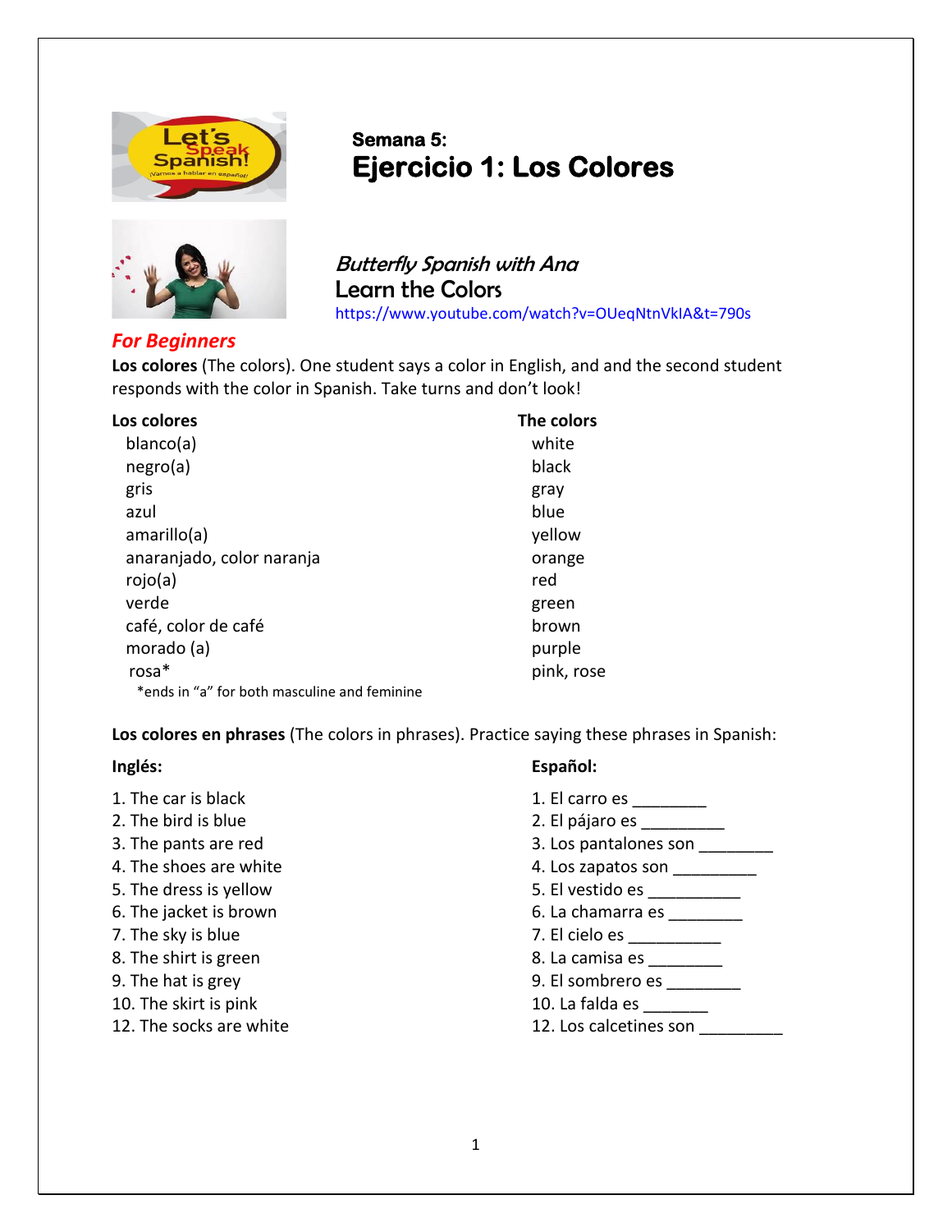**Semana 5:**

# Ejercicio 1: Los Colores

*Butterfly Spanish with Ana*

**Learn the Colors**

https://www.youtube.com/watch?v=OUeqNtnVkIA&t=790s

## *For Beginners*

**Los colores** (The colors). One student says a color in English, and and the second student responds with the color in Spanish. Take turns and don't look!

| Los colores | The colors |
|---|---|
| blanco(a) | white |
| negro(a) | black |
| gris | gray |
| azul | blue |
| amarillo(a) | yellow |
| anaranjado, color naranja | orange |
| rojo(a) | red |
| verde | green |
| café, color de café | brown |
| morado (a) | purple |
| rosa* | pink, rose |

*ends in "a" for both masculine and feminine

**Los colores en phrases** (The colors in phrases). Practice saying these phrases in Spanish:

| Inglés: | Español: |
|---|---|
| 1. The car is black | 1. El carro es ________ |
| 2. The bird is blue | 2. El pájaro es _________ |
| 3. The pants are red | 3. Los pantalones son ________ |
| 4. The shoes are white | 4. Los zapatos son _________ |
| 5. The dress is yellow | 5. El vestido es __________ |
| 6. The jacket is brown | 6. La chamarra es ________ |
| 7. The sky is blue | 7. El cielo es __________ |
| 8. The shirt is green | 8. La camisa es ________ |
| 9. The hat is grey | 9. El sombrero es ________ |
| 10. The skirt is pink | 10. La falda es _______ |
| 12. The socks are white | 12. Los calcetines son _________ |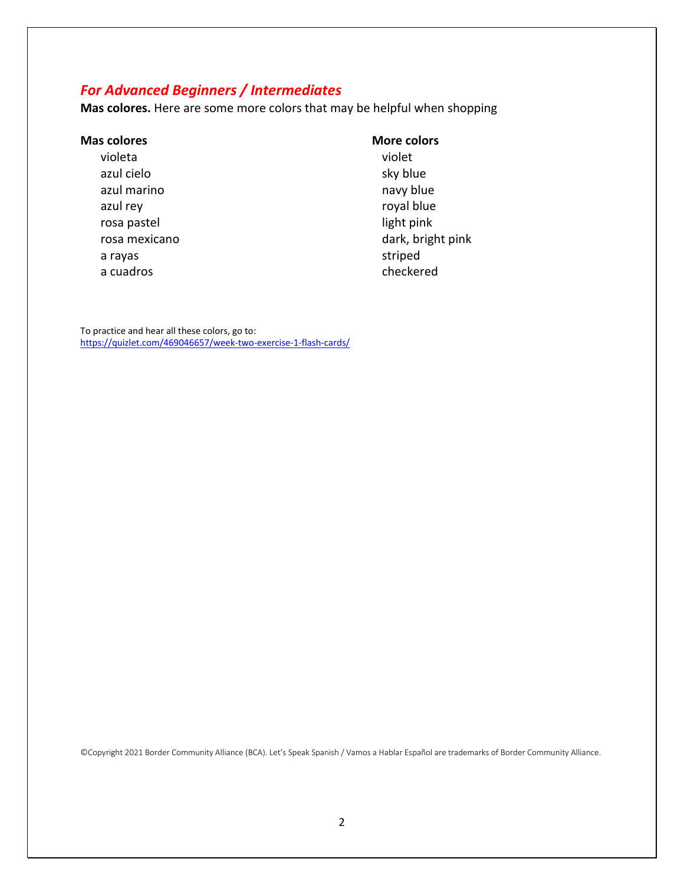## *For Advanced Beginners / Intermediates*

**Mas colores.** Here are some more colors that may be helpful when shopping

| Mas colores | More colors |
|---|---|
| violeta | violet |
| azul cielo | sky blue |
| azul marino | navy blue |
| azul rey | royal blue |
| rosa pastel | light pink |
| rosa mexicano | dark, bright pink |
| a rayas | striped |
| a cuadros | checkered |

To practice and hear all these colors, go to:
https://quizlet.com/469046657/week-two-exercise-1-flash-cards/

©Copyright 2021 Border Community Alliance (BCA). Let's Speak Spanish / Vamos a Hablar Español are trademarks of Border Community Alliance.